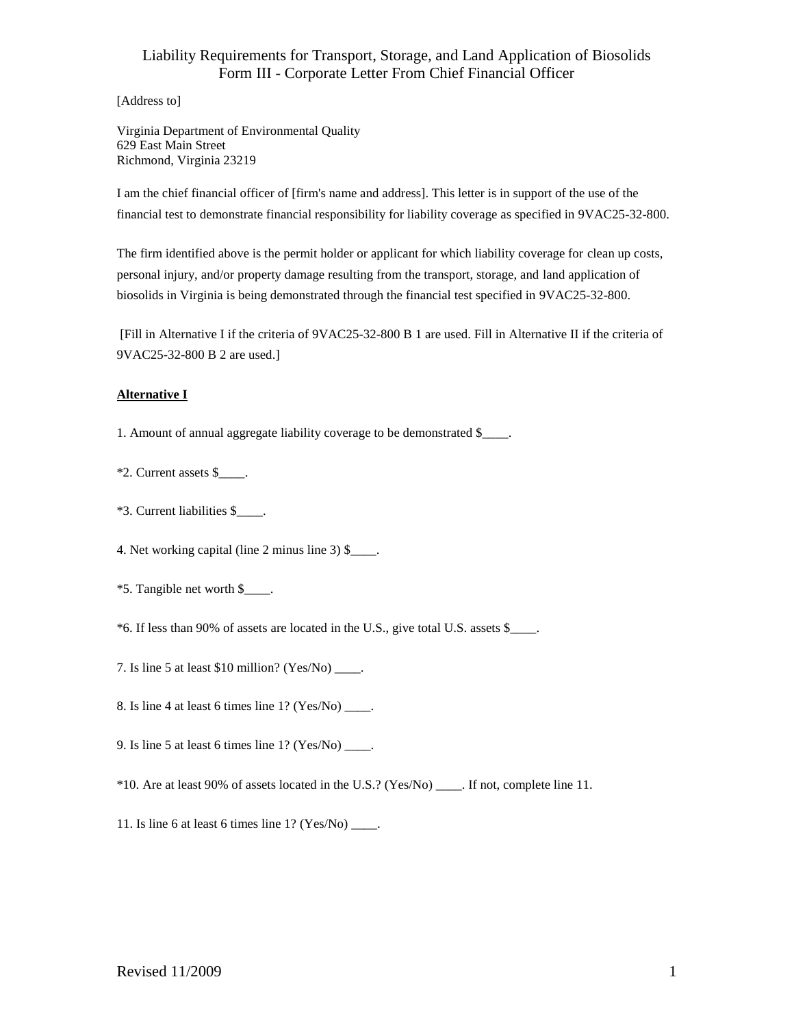# Liability Requirements for Transport, Storage, and Land Application of Biosolids
## Form III - Corporate Letter From Chief Financial Officer

[Address to]

Virginia Department of Environmental Quality
629 East Main Street
Richmond, Virginia 23219

I am the chief financial officer of [firm's name and address]. This letter is in support of the use of the financial test to demonstrate financial responsibility for liability coverage as specified in 9VAC25-32-800.

The firm identified above is the permit holder or applicant for which liability coverage for clean up costs, personal injury, and/or property damage resulting from the transport, storage, and land application of biosolids in Virginia is being demonstrated through the financial test specified in 9VAC25-32-800.

[Fill in Alternative I if the criteria of 9VAC25-32-800 B 1 are used. Fill in Alternative II if the criteria of 9VAC25-32-800 B 2 are used.]

**Alternative I**

1. Amount of annual aggregate liability coverage to be demonstrated $____.

*2. Current assets $____.

*3. Current liabilities $____.

4. Net working capital (line 2 minus line 3) $____.

*5. Tangible net worth $____.

*6. If less than 90% of assets are located in the U.S., give total U.S. assets $____.

7. Is line 5 at least $10 million? (Yes/No) ____.

8. Is line 4 at least 6 times line 1? (Yes/No) ____.

9. Is line 5 at least 6 times line 1? (Yes/No) ____.

*10. Are at least 90% of assets located in the U.S.? (Yes/No) ____. If not, complete line 11.

11. Is line 6 at least 6 times line 1? (Yes/No) ____.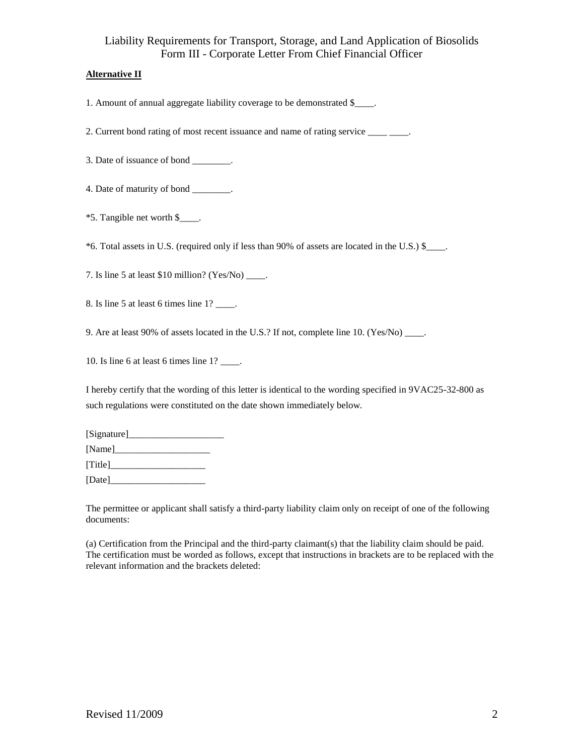Liability Requirements for Transport, Storage, and Land Application of Biosolids
Form III - Corporate Letter From Chief Financial Officer

**Alternative II**

1. Amount of annual aggregate liability coverage to be demonstrated $____.

2. Current bond rating of most recent issuance and name of rating service ____ ____.

3. Date of issuance of bond ________.

4. Date of maturity of bond ________.

*5. Tangible net worth $____.

*6. Total assets in U.S. (required only if less than 90% of assets are located in the U.S.) $____.

7. Is line 5 at least $10 million? (Yes/No) ____.

8. Is line 5 at least 6 times line 1? ____.

9. Are at least 90% of assets located in the U.S.? If not, complete line 10. (Yes/No) ____.

10. Is line 6 at least 6 times line 1? ____.

I hereby certify that the wording of this letter is identical to the wording specified in 9VAC25-32-800 as such regulations were constituted on the date shown immediately below.

[Signature]____________________
[Name]____________________
[Title]____________________
[Date]____________________

The permittee or applicant shall satisfy a third-party liability claim only on receipt of one of the following documents:

(a) Certification from the Principal and the third-party claimant(s) that the liability claim should be paid. The certification must be worded as follows, except that instructions in brackets are to be replaced with the relevant information and the brackets deleted: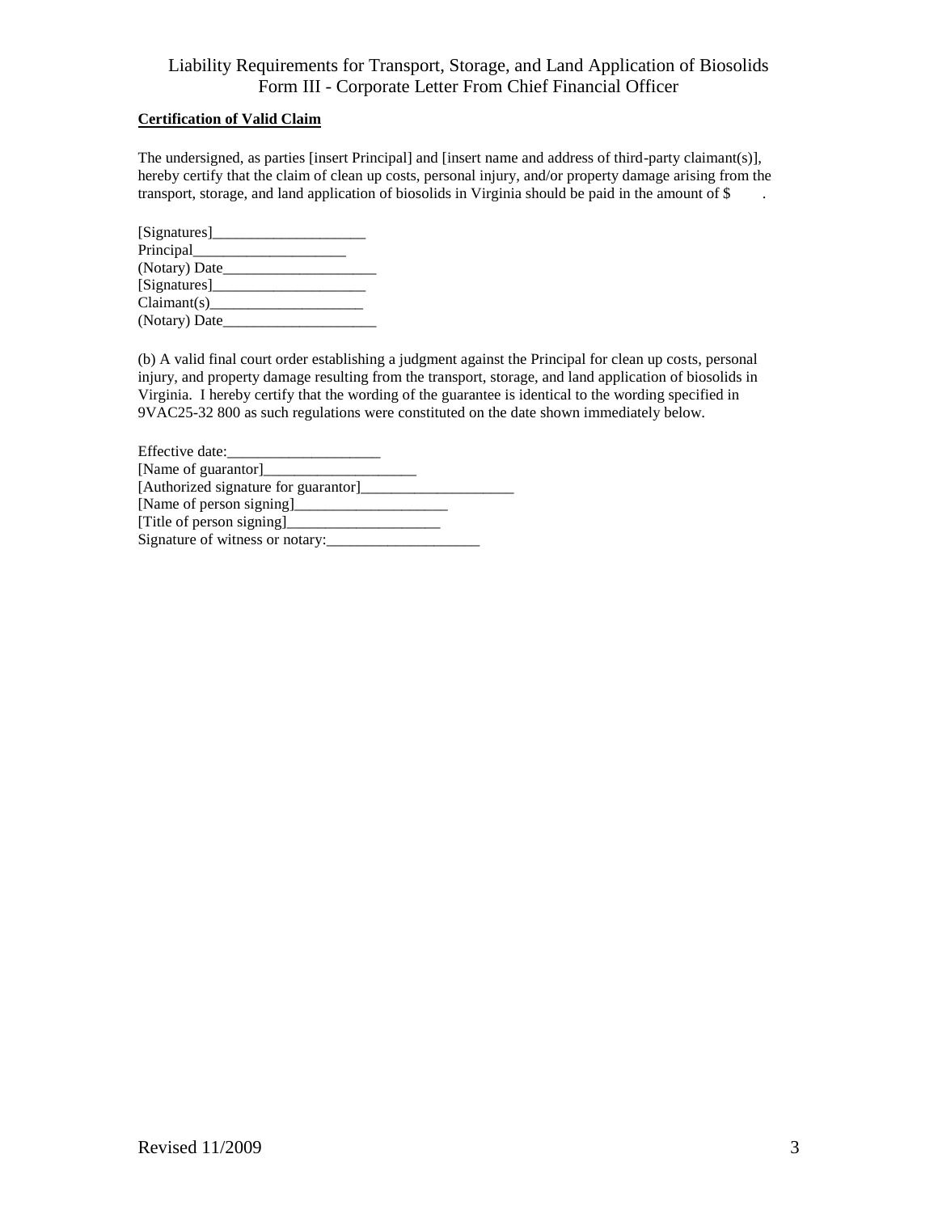**Certification of Valid Claim**

The undersigned, as parties [insert Principal] and [insert name and address of third-party claimant(s)], hereby certify that the claim of clean up costs, personal injury, and/or property damage arising from the transport, storage, and land application of biosolids in Virginia should be paid in the amount of $ .

[Signatures]____________________
Principal____________________
(Notary) Date____________________
[Signatures]____________________
Claimant(s)____________________
(Notary) Date____________________

(b) A valid final court order establishing a judgment against the Principal for clean up costs, personal injury, and property damage resulting from the transport, storage, and land application of biosolids in Virginia. I hereby certify that the wording of the guarantee is identical to the wording specified in 9VAC25-32 800 as such regulations were constituted on the date shown immediately below.

Effective date:____________________
[Name of guarantor]____________________
[Authorized signature for guarantor]____________________
[Name of person signing]____________________
[Title of person signing]____________________
Signature of witness or notary:____________________